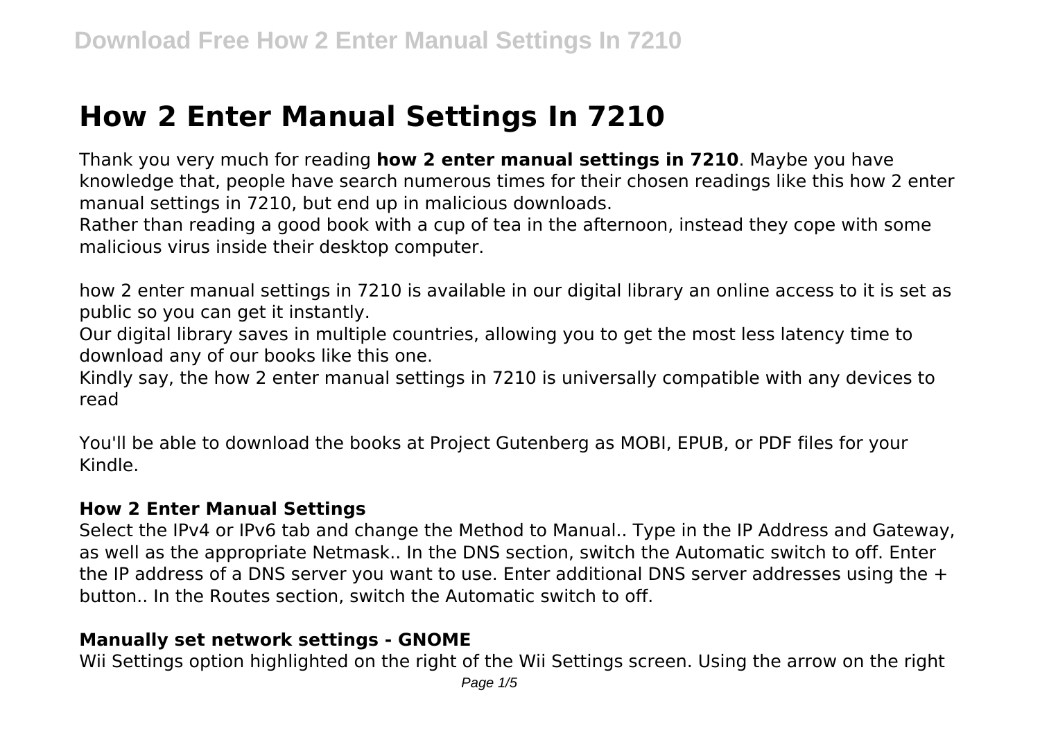# How 2 Enter Manual Settings In 7210

Thank you very much for reading **how 2 enter manual settings in 7210**. Maybe you have knowledge that, people have search numerous times for their chosen readings like this how 2 enter manual settings in 7210, but end up in malicious downloads.
Rather than reading a good book with a cup of tea in the afternoon, instead they cope with some malicious virus inside their desktop computer.

how 2 enter manual settings in 7210 is available in our digital library an online access to it is set as public so you can get it instantly.
Our digital library saves in multiple countries, allowing you to get the most less latency time to download any of our books like this one.
Kindly say, the how 2 enter manual settings in 7210 is universally compatible with any devices to read

You'll be able to download the books at Project Gutenberg as MOBI, EPUB, or PDF files for your Kindle.

### How 2 Enter Manual Settings

Select the IPv4 or IPv6 tab and change the Method to Manual.. Type in the IP Address and Gateway, as well as the appropriate Netmask.. In the DNS section, switch the Automatic switch to off. Enter the IP address of a DNS server you want to use. Enter additional DNS server addresses using the + button.. In the Routes section, switch the Automatic switch to off.

### Manually set network settings - GNOME

Wii Settings option highlighted on the right of the Wii Settings screen. Using the arrow on the right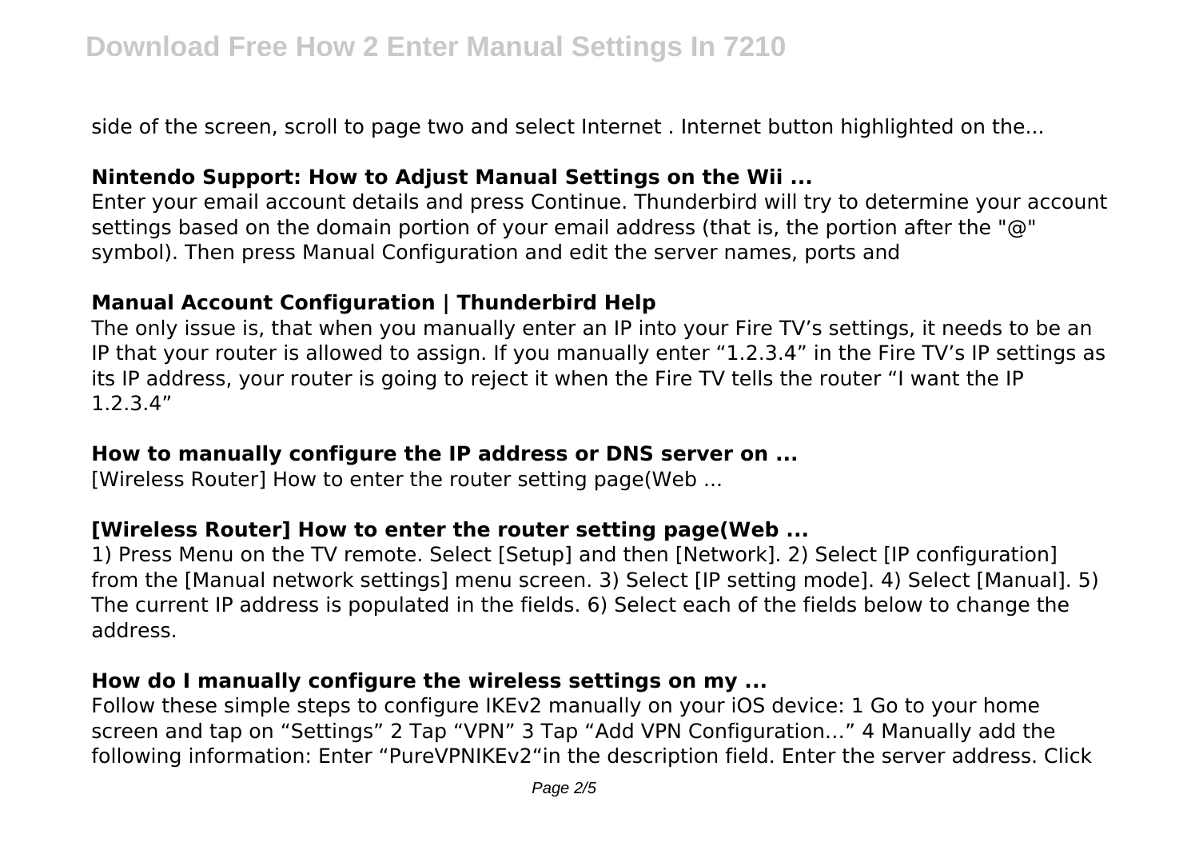side of the screen, scroll to page two and select Internet . Internet button highlighted on the...

## Nintendo Support: How to Adjust Manual Settings on the Wii ...

Enter your email account details and press Continue. Thunderbird will try to determine your account settings based on the domain portion of your email address (that is, the portion after the "@" symbol). Then press Manual Configuration and edit the server names, ports and

## Manual Account Configuration | Thunderbird Help

The only issue is, that when you manually enter an IP into your Fire TV's settings, it needs to be an IP that your router is allowed to assign. If you manually enter "1.2.3.4" in the Fire TV's IP settings as its IP address, your router is going to reject it when the Fire TV tells the router "I want the IP 1.2.3.4"

## How to manually configure the IP address or DNS server on ...

[Wireless Router] How to enter the router setting page(Web ...

## [Wireless Router] How to enter the router setting page(Web ...

1) Press Menu on the TV remote. Select [Setup] and then [Network]. 2) Select [IP configuration] from the [Manual network settings] menu screen. 3) Select [IP setting mode]. 4) Select [Manual]. 5) The current IP address is populated in the fields. 6) Select each of the fields below to change the address.

## How do I manually configure the wireless settings on my ...

Follow these simple steps to configure IKEv2 manually on your iOS device: 1 Go to your home screen and tap on "Settings" 2 Tap "VPN" 3 Tap "Add VPN Configuration…" 4 Manually add the following information: Enter "PureVPNIKEv2"in the description field. Enter the server address. Click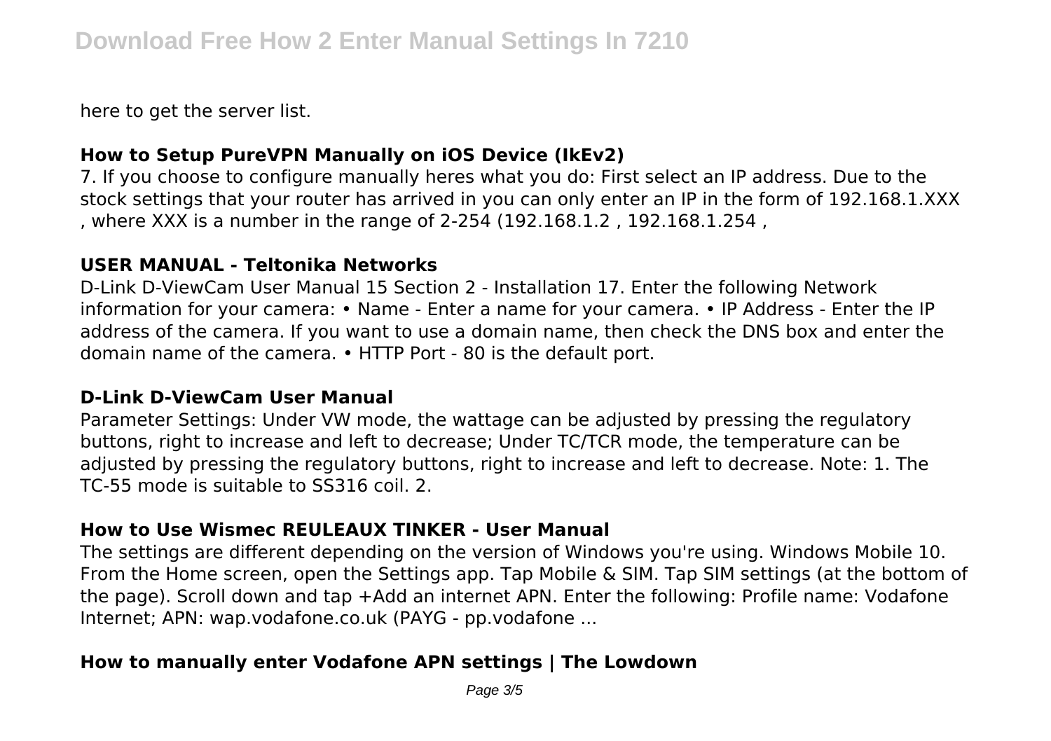here to get the server list.

### How to Setup PureVPN Manually on iOS Device (IkEv2)

7. If you choose to configure manually heres what you do: First select an IP address. Due to the stock settings that your router has arrived in you can only enter an IP in the form of 192.168.1.XXX , where XXX is a number in the range of 2-254 (192.168.1.2 , 192.168.1.254 ,

### USER MANUAL - Teltonika Networks

D-Link D-ViewCam User Manual 15 Section 2 - Installation 17. Enter the following Network information for your camera: • Name - Enter a name for your camera. • IP Address - Enter the IP address of the camera. If you want to use a domain name, then check the DNS box and enter the domain name of the camera. • HTTP Port - 80 is the default port.

### D-Link D-ViewCam User Manual

Parameter Settings: Under VW mode, the wattage can be adjusted by pressing the regulatory buttons, right to increase and left to decrease; Under TC/TCR mode, the temperature can be adjusted by pressing the regulatory buttons, right to increase and left to decrease. Note: 1. The TC-55 mode is suitable to SS316 coil. 2.

### How to Use Wismec REULEAUX TINKER - User Manual

The settings are different depending on the version of Windows you're using. Windows Mobile 10. From the Home screen, open the Settings app. Tap Mobile & SIM. Tap SIM settings (at the bottom of the page). Scroll down and tap +Add an internet APN. Enter the following: Profile name: Vodafone Internet; APN: wap.vodafone.co.uk (PAYG - pp.vodafone ...

### How to manually enter Vodafone APN settings | The Lowdown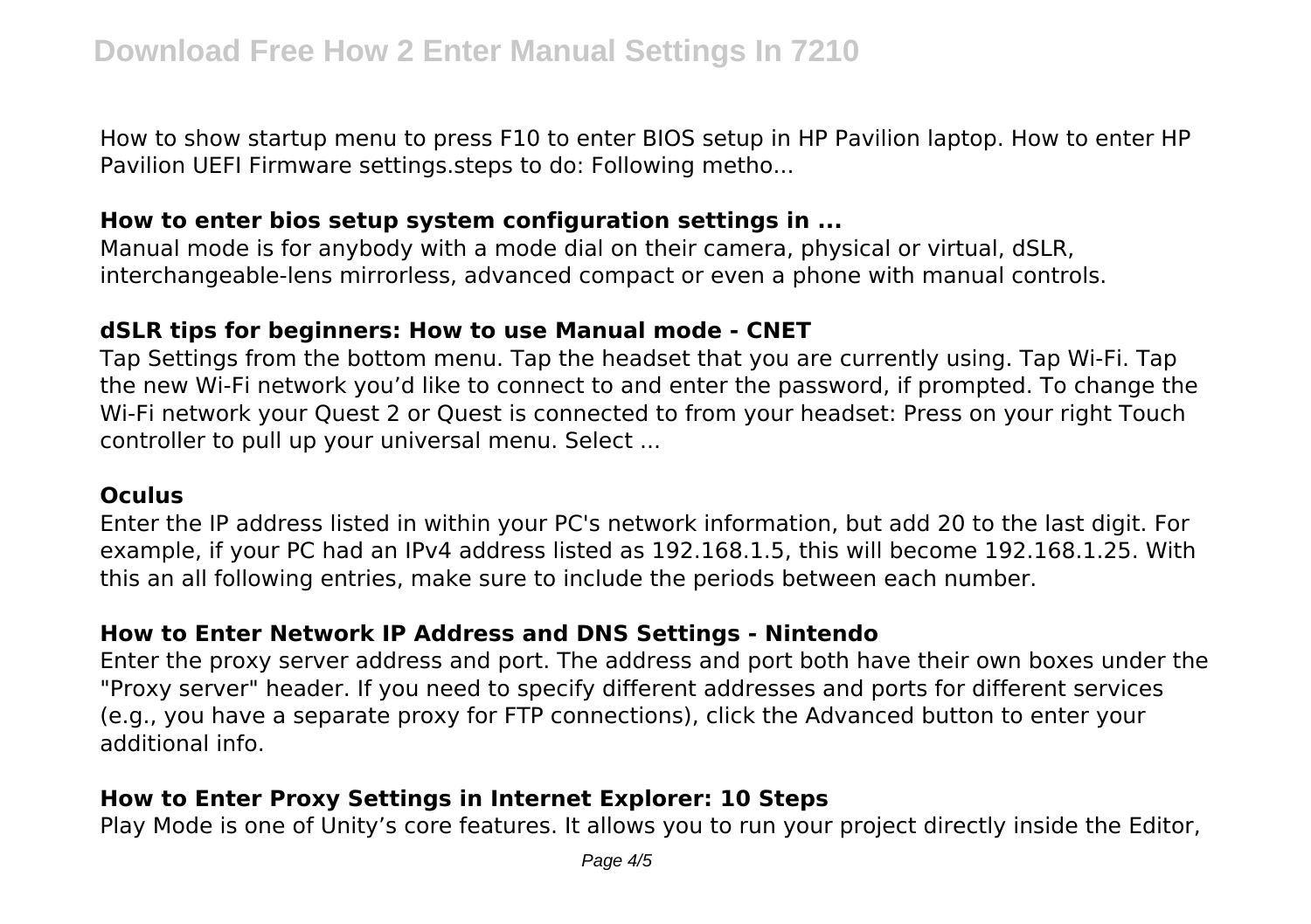How to show startup menu to press F10 to enter BIOS setup in HP Pavilion laptop. How to enter HP Pavilion UEFI Firmware settings.steps to do: Following metho...

### How to enter bios setup system configuration settings in ...

Manual mode is for anybody with a mode dial on their camera, physical or virtual, dSLR, interchangeable-lens mirrorless, advanced compact or even a phone with manual controls.

### dSLR tips for beginners: How to use Manual mode - CNET

Tap Settings from the bottom menu. Tap the headset that you are currently using. Tap Wi-Fi. Tap the new Wi-Fi network you'd like to connect to and enter the password, if prompted. To change the Wi-Fi network your Quest 2 or Quest is connected to from your headset: Press on your right Touch controller to pull up your universal menu. Select ...

### Oculus

Enter the IP address listed in within your PC's network information, but add 20 to the last digit. For example, if your PC had an IPv4 address listed as 192.168.1.5, this will become 192.168.1.25. With this an all following entries, make sure to include the periods between each number.

### How to Enter Network IP Address and DNS Settings - Nintendo

Enter the proxy server address and port. The address and port both have their own boxes under the "Proxy server" header. If you need to specify different addresses and ports for different services (e.g., you have a separate proxy for FTP connections), click the Advanced button to enter your additional info.

### How to Enter Proxy Settings in Internet Explorer: 10 Steps

Play Mode is one of Unity's core features. It allows you to run your project directly inside the Editor,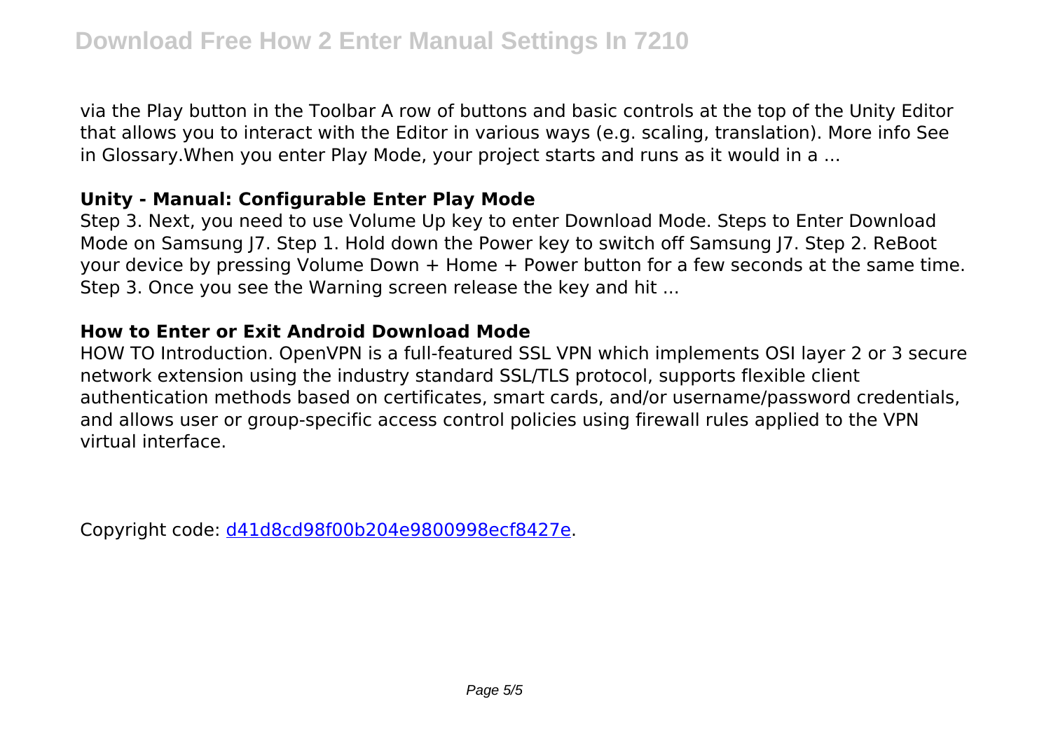via the Play button in the Toolbar A row of buttons and basic controls at the top of the Unity Editor that allows you to interact with the Editor in various ways (e.g. scaling, translation). More info See in Glossary.When you enter Play Mode, your project starts and runs as it would in a ...

**Unity - Manual: Configurable Enter Play Mode**

Step 3. Next, you need to use Volume Up key to enter Download Mode. Steps to Enter Download Mode on Samsung J7. Step 1. Hold down the Power key to switch off Samsung J7. Step 2. ReBoot your device by pressing Volume Down + Home + Power button for a few seconds at the same time. Step 3. Once you see the Warning screen release the key and hit ...

**How to Enter or Exit Android Download Mode**

HOW TO Introduction. OpenVPN is a full-featured SSL VPN which implements OSI layer 2 or 3 secure network extension using the industry standard SSL/TLS protocol, supports flexible client authentication methods based on certificates, smart cards, and/or username/password credentials, and allows user or group-specific access control policies using firewall rules applied to the VPN virtual interface.

Copyright code: d41d8cd98f00b204e9800998ecf8427e.